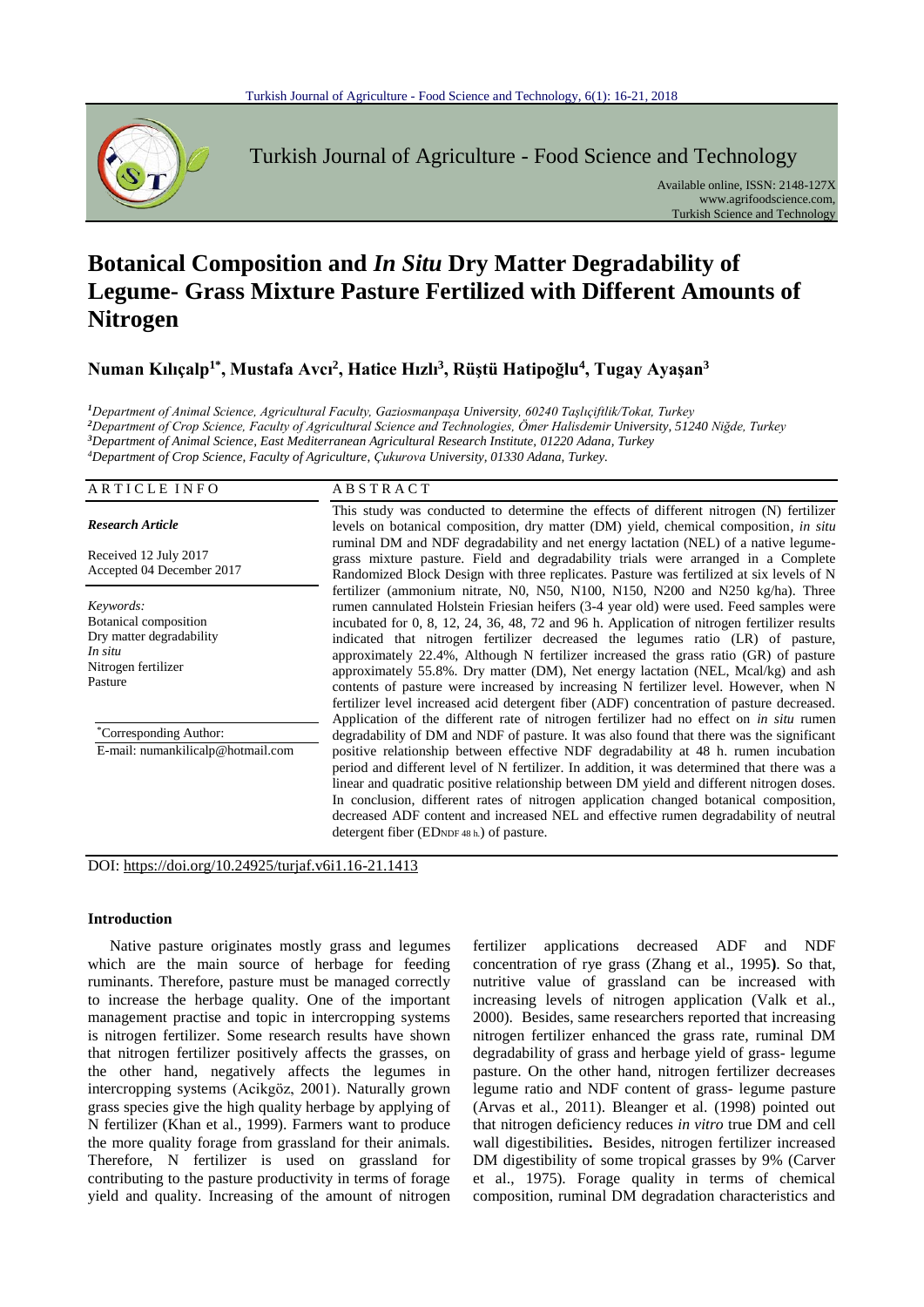# Botanical Composition and *In Situ* Dry Matter Degradability of Legume- Grass Mixture Pasture Fertilized with Different Amounts of Nitrogen

**Numan Kılıçalp[1*], Mustafa Avcı[2], Hatice Hızlı[3], Rüştü Hatipoğlu[4], Tugay Ayaşan[3]**

[1]*Department of Animal Science, Agricultural Faculty, Gaziosmanpaşa University, 60240 Taşlıçiftlik/Tokat, Turkey*
[2]*Department of Crop Science, Faculty of Agricultural Science and Technologies, Ömer Halisdemir University, 51240 Niğde, Turkey*
[3]*Department of Animal Science, East Mediterranean Agricultural Research Institute, 01220 Adana, Turkey*
[4]*Department of Crop Science, Faculty of Agriculture, Çukurova University, 01330 Adana, Turkey.*

## ARTICLE INFO

***Research Article***

Received 12 July 2017
Accepted 04 December 2017

*Keywords:*
Botanical composition
Dry matter degradability
*In situ*
Nitrogen fertilizer
Pasture

*Corresponding Author:
E-mail: numankilicalp@hotmail.com

## ABSTRACT

This study was conducted to determine the effects of different nitrogen (N) fertilizer levels on botanical composition, dry matter (DM) yield, chemical composition, *in situ* ruminal DM and NDF degradability and net energy lactation (NEL) of a native legume-grass mixture pasture. Field and degradability trials were arranged in a Complete Randomized Block Design with three replicates. Pasture was fertilized at six levels of N fertilizer (ammonium nitrate, N0, N50, N100, N150, N200 and N250 kg/ha). Three rumen cannulated Holstein Friesian heifers (3-4 year old) were used. Feed samples were incubated for 0, 8, 12, 24, 36, 48, 72 and 96 h. Application of nitrogen fertilizer results indicated that nitrogen fertilizer decreased the legumes ratio (LR) of pasture, approximately 22.4%, Although N fertilizer increased the grass ratio (GR) of pasture approximately 55.8%. Dry matter (DM), Net energy lactation (NEL, Mcal/kg) and ash contents of pasture were increased by increasing N fertilizer level. However, when N fertilizer level increased acid detergent fiber (ADF) concentration of pasture decreased. Application of the different rate of nitrogen fertilizer had no effect on *in situ* rumen degradability of DM and NDF of pasture. It was also found that there was the significant positive relationship between effective NDF degradability at 48 h. rumen incubation period and different level of N fertilizer. In addition, it was determined that there was a linear and quadratic positive relationship between DM yield and different nitrogen doses. In conclusion, different rates of nitrogen application changed botanical composition, decreased ADF content and increased NEL and effective rumen degradability of neutral detergent fiber ($ED_{NDF\ 48\ h.}$) of pasture.

DOI: https://doi.org/10.24925/turjaf.v6i1.16-21.1413

## Introduction

Native pasture originates mostly grass and legumes which are the main source of herbage for feeding ruminants. Therefore, pasture must be managed correctly to increase the herbage quality. One of the important management practise and topic in intercropping systems is nitrogen fertilizer. Some research results have shown that nitrogen fertilizer positively affects the grasses, on the other hand, negatively affects the legumes in intercropping systems (Acikgöz, 2001). Naturally grown grass species give the high quality herbage by applying of N fertilizer (Khan et al., 1999). Farmers want to produce the more quality forage from grassland for their animals. Therefore, N fertilizer is used on grassland for contributing to the pasture productivity in terms of forage yield and quality. Increasing of the amount of nitrogen fertilizer applications decreased ADF and NDF concentration of rye grass (Zhang et al., 1995**)**. So that, nutritive value of grassland can be increased with increasing levels of nitrogen application (Valk et al., 2000). Besides, same researchers reported that increasing nitrogen fertilizer enhanced the grass rate, ruminal DM degradability of grass and herbage yield of grass- legume pasture. On the other hand, nitrogen fertilizer decreases legume ratio and NDF content of grass- legume pasture (Arvas et al., 2011). Bleanger et al. (1998) pointed out that nitrogen deficiency reduces *in vitro* true DM and cell wall digestibilities**.** Besides, nitrogen fertilizer increased DM digestibility of some tropical grasses by 9% (Carver et al., 1975). Forage quality in terms of chemical composition, ruminal DM degradation characteristics and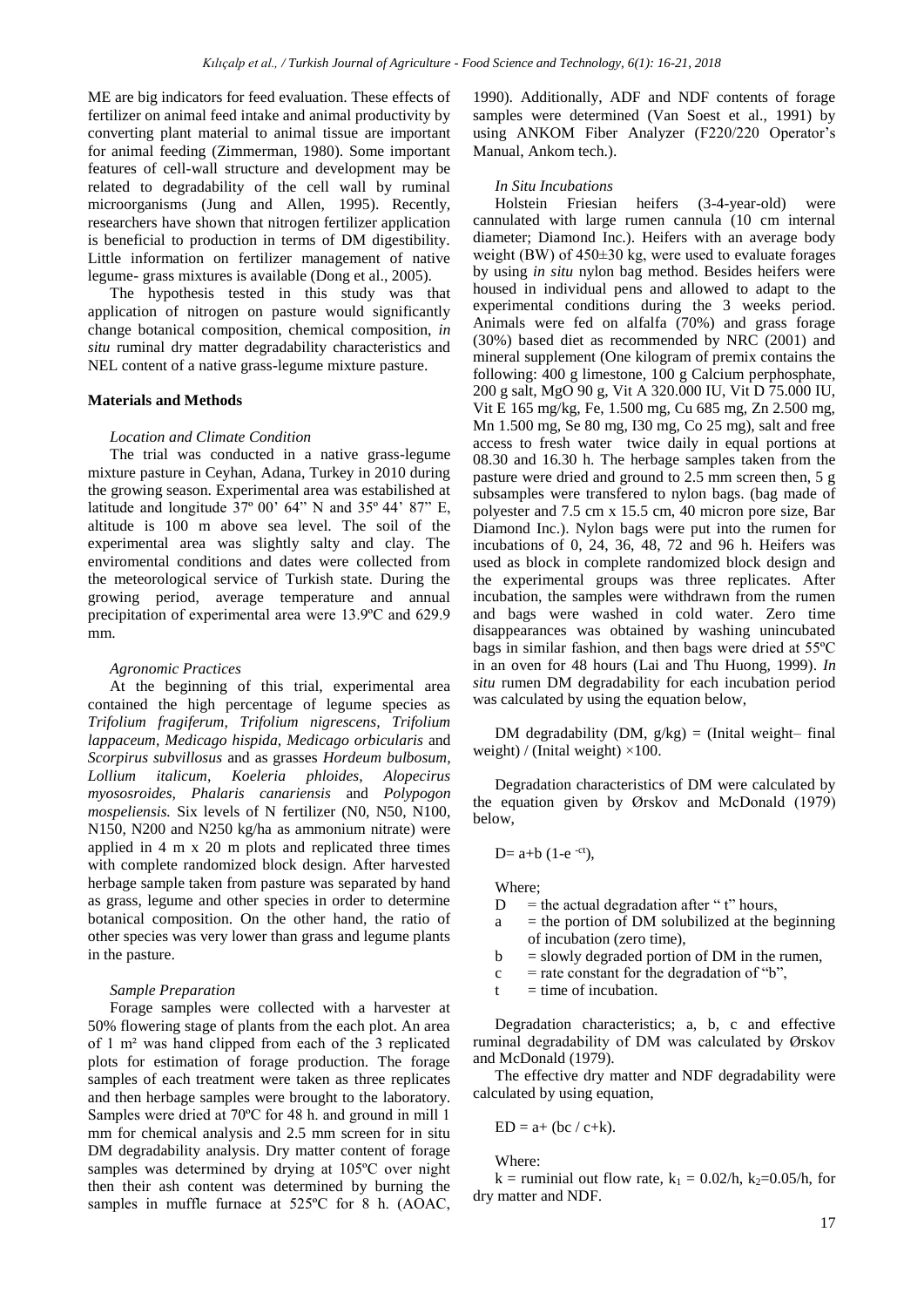ME are big indicators for feed evaluation. These effects of fertilizer on animal feed intake and animal productivity by converting plant material to animal tissue are important for animal feeding (Zimmerman, 1980). Some important features of cell-wall structure and development may be related to degradability of the cell wall by ruminal microorganisms (Jung and Allen, 1995). Recently, researchers have shown that nitrogen fertilizer application is beneficial to production in terms of DM digestibility. Little information on fertilizer management of native legume- grass mixtures is available (Dong et al., 2005).

The hypothesis tested in this study was that application of nitrogen on pasture would significantly change botanical composition, chemical composition, *in situ* ruminal dry matter degradability characteristics and NEL content of a native grass-legume mixture pasture.

## Materials and Methods

### *Location and Climate Condition*

The trial was conducted in a native grass-legume mixture pasture in Ceyhan, Adana, Turkey in 2010 during the growing season. Experimental area was estabilished at latitude and longitude 37º 00' 64" N and 35º 44' 87" E, altitude is 100 m above sea level. The soil of the experimental area was slightly salty and clay. The enviromental conditions and dates were collected from the meteorological service of Turkish state. During the growing period, average temperature and annual precipitation of experimental area were 13.9ºC and 629.9 mm.

### *Agronomic Practices*

At the beginning of this trial, experimental area contained the high percentage of legume species as *Trifolium fragiferum, Trifolium nigrescens, Trifolium lappaceum, Medicago hispida, Medicago orbicularis* and *Scorpirus subvillosus* and as grasses *Hordeum bulbosum, Lollium italicum, Koeleria phloides, Alopecirus myososroides, Phalaris canariensis* and *Polypogon mospeliensis.* Six levels of N fertilizer (N0, N50, N100, N150, N200 and N250 kg/ha as ammonium nitrate) were applied in 4 m x 20 m plots and replicated three times with complete randomized block design. After harvested herbage sample taken from pasture was separated by hand as grass, legume and other species in order to determine botanical composition. On the other hand, the ratio of other species was very lower than grass and legume plants in the pasture.

### *Sample Preparation*

Forage samples were collected with a harvester at 50% flowering stage of plants from the each plot. An area of 1 m² was hand clipped from each of the 3 replicated plots for estimation of forage production. The forage samples of each treatment were taken as three replicates and then herbage samples were brought to the laboratory. Samples were dried at 70ºC for 48 h. and ground in mill 1 mm for chemical analysis and 2.5 mm screen for in situ DM degradability analysis. Dry matter content of forage samples was determined by drying at 105ºC over night then their ash content was determined by burning the samples in muffle furnace at 525ºC for 8 h. (AOAC, 1990). Additionally, ADF and NDF contents of forage samples were determined (Van Soest et al., 1991) by using ANKOM Fiber Analyzer (F220/220 Operator's Manual, Ankom tech.).

### *In Situ Incubations*

Holstein Friesian heifers (3-4-year-old) were cannulated with large rumen cannula (10 cm internal diameter; Diamond Inc.). Heifers with an average body weight (BW) of 450±30 kg, were used to evaluate forages by using *in situ* nylon bag method. Besides heifers were housed in individual pens and allowed to adapt to the experimental conditions during the 3 weeks period. Animals were fed on alfalfa (70%) and grass forage (30%) based diet as recommended by NRC (2001) and mineral supplement (One kilogram of premix contains the following: 400 g limestone, 100 g Calcium perphosphate, 200 g salt, MgO 90 g, Vit A 320.000 IU, Vit D 75.000 IU, Vit E 165 mg/kg, Fe, 1.500 mg, Cu 685 mg, Zn 2.500 mg, Mn 1.500 mg, Se 80 mg, I30 mg, Co 25 mg), salt and free access to fresh water twice daily in equal portions at 08.30 and 16.30 h. The herbage samples taken from the pasture were dried and ground to 2.5 mm screen then, 5 g subsamples were transfered to nylon bags. (bag made of polyester and 7.5 cm x 15.5 cm, 40 micron pore size, Bar Diamond Inc.). Nylon bags were put into the rumen for incubations of 0, 24, 36, 48, 72 and 96 h. Heifers was used as block in complete randomized block design and the experimental groups was three replicates. After incubation, the samples were withdrawn from the rumen and bags were washed in cold water. Zero time disappearances was obtained by washing unincubated bags in similar fashion, and then bags were dried at 55ºC in an oven for 48 hours (Lai and Thu Huong, 1999). *In situ* rumen DM degradability for each incubation period was calculated by using the equation below,

DM degradability (DM, g/kg) = (Inital weight– final weight) / (Inital weight) ×100.

Degradation characteristics of DM were calculated by the equation given by Ørskov and McDonald (1979) below,

$$D = a + b\,(1 - e^{-ct}),$$

Where;

- $D$ = the actual degradation after " t" hours,
- $a$ = the portion of DM solubilized at the beginning of incubation (zero time),
- $b$ = slowly degraded portion of DM in the rumen,
- $c$ = rate constant for the degradation of "b",
- $t$ = time of incubation.

Degradation characteristics; a, b, c and effective ruminal degradability of DM was calculated by Ørskov and McDonald (1979).

The effective dry matter and NDF degradability were calculated by using equation,

$$ED = a + (bc / c + k).$$

Where:

$k$ = ruminial out flow rate, $k_1 = 0.02$/h, $k_2 = 0.05$/h, for dry matter and NDF.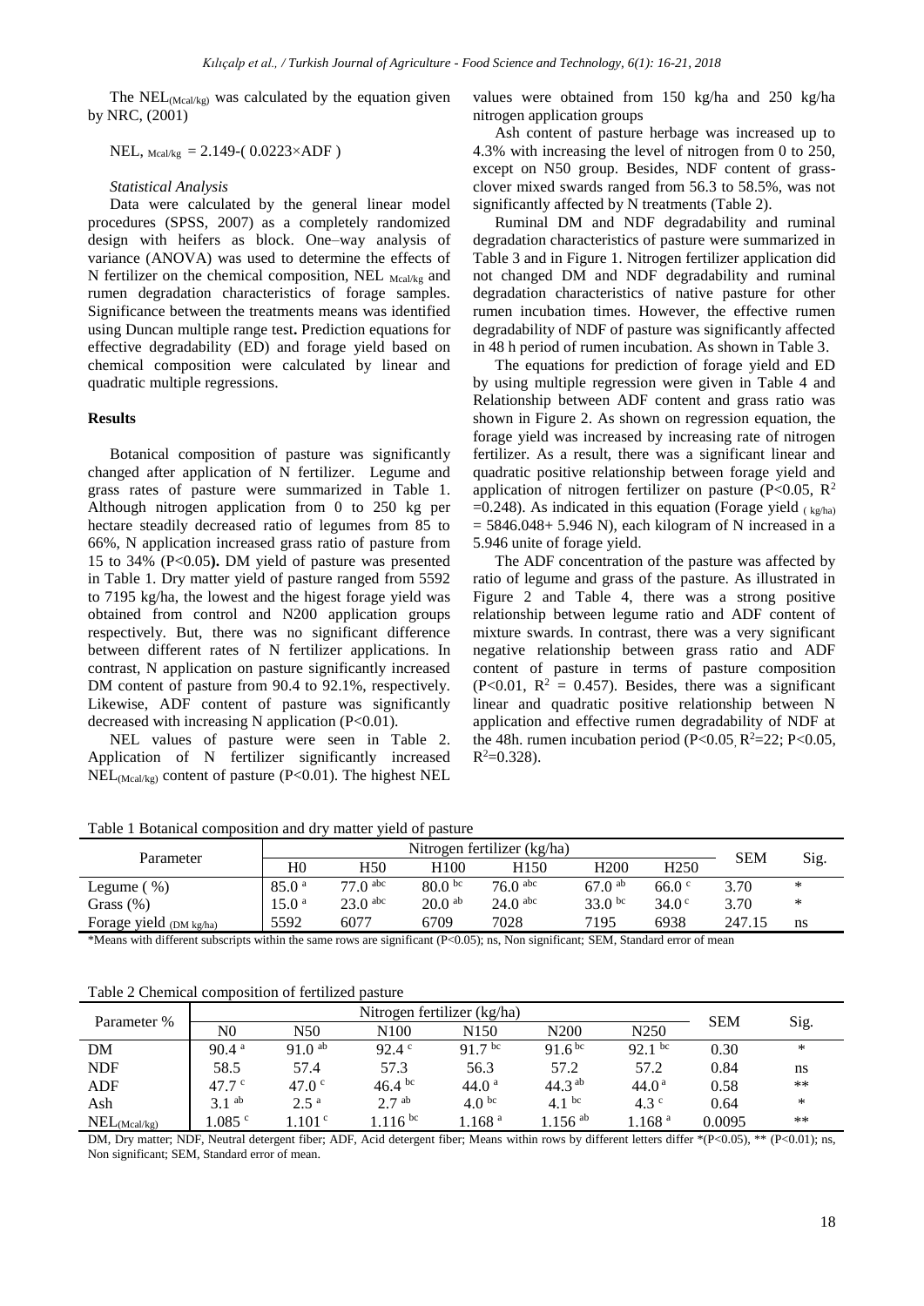The $NEL_{(Mcal/kg)}$ was calculated by the equation given by NRC, (2001)

$$NEL,_{Mcal/kg} = 2.149\text{-}(0.0223\times ADF)$$

*Statistical Analysis*

Data were calculated by the general linear model procedures (SPSS, 2007) as a completely randomized design with heifers as block. One–way analysis of variance (ANOVA) was used to determine the effects of N fertilizer on the chemical composition, NEL $_{Mcal/kg}$ and rumen degradation characteristics of forage samples. Significance between the treatments means was identified using Duncan multiple range test**.** Prediction equations for effective degradability (ED) and forage yield based on chemical composition were calculated by linear and quadratic multiple regressions.

## Results

Botanical composition of pasture was significantly changed after application of N fertilizer. Legume and grass rates of pasture were summarized in Table 1. Although nitrogen application from 0 to 250 kg per hectare steadily decreased ratio of legumes from 85 to 66%, N application increased grass ratio of pasture from 15 to 34% ($P<0.05$**).** DM yield of pasture was presented in Table 1. Dry matter yield of pasture ranged from 5592 to 7195 kg/ha, the lowest and the higest forage yield was obtained from control and N200 application groups respectively. But, there was no significant difference between different rates of N fertilizer applications. In contrast, N application on pasture significantly increased DM content of pasture from 90.4 to 92.1%, respectively. Likewise, ADF content of pasture was significantly decreased with increasing N application ($P<0.01$).

NEL values of pasture were seen in Table 2. Application of N fertilizer significantly increased $NEL_{(Mcal/kg)}$ content of pasture ($P<0.01$). The highest NEL values were obtained from 150 kg/ha and 250 kg/ha nitrogen application groups

Ash content of pasture herbage was increased up to 4.3% with increasing the level of nitrogen from 0 to 250, except on N50 group. Besides, NDF content of grass-clover mixed swards ranged from 56.3 to 58.5%, was not significantly affected by N treatments (Table 2).

Ruminal DM and NDF degradability and ruminal degradation characteristics of pasture were summarized in Table 3 and in Figure 1. Nitrogen fertilizer application did not changed DM and NDF degradability and ruminal degradation characteristics of native pasture for other rumen incubation times. However, the effective rumen degradability of NDF of pasture was significantly affected in 48 h period of rumen incubation. As shown in Table 3.

The equations for prediction of forage yield and ED by using multiple regression were given in Table 4 and Relationship between ADF content and grass ratio was shown in Figure 2. As shown on regression equation, the forage yield was increased by increasing rate of nitrogen fertilizer. As a result, there was a significant linear and quadratic positive relationship between forage yield and application of nitrogen fertilizer on pasture ($P<0.05$, $R^2=0.248$). As indicated in this equation (Forage yield $_{(kg/ha)}$ $= 5846.048 + 5.946$ N), each kilogram of N increased in a 5.946 unite of forage yield.

The ADF concentration of the pasture was affected by ratio of legume and grass of the pasture. As illustrated in Figure 2 and Table 4, there was a strong positive relationship between legume ratio and ADF content of mixture swards. In contrast, there was a very significant negative relationship between grass ratio and ADF content of pasture in terms of pasture composition ($P<0.01$, $R^2 = 0.457$). Besides, there was a significant linear and quadratic positive relationship between N application and effective rumen degradability of NDF at the 48h. rumen incubation period ($P<0.05$, $R^2$=22; $P<0.05$, $R^2$=0.328).

Table 1 Botanical composition and dry matter yield of pasture

| Parameter | Nitrogen fertilizer (kg/ha) | | | | | | SEM | Sig. |
|---|---|---|---|---|---|---|---|---|
| | H0 | H50 | H100 | H150 | H200 | H250 | | |
| Legume ( %) | 85.0 [a] | 77.0 [abc] | 80.0 [bc] | 76.0 [abc] | 67.0 [ab] | 66.0 [c] | 3.70 | * |
| Grass (%) | 15.0 [a] | 23.0 [abc] | 20.0 [ab] | 24.0 [abc] | 33.0 [bc] | 34.0 [c] | 3.70 | * |
| Forage yield (DM kg/ha) | 5592 | 6077 | 6709 | 7028 | 7195 | 6938 | 247.15 | ns |

*Means with different subscripts within the same rows are significant ($P<0.05$); ns, Non significant; SEM, Standard error of mean

Table 2 Chemical composition of fertilized pasture

| Parameter % | Nitrogen fertilizer (kg/ha) | | | | | | SEM | Sig. |
|---|---|---|---|---|---|---|---|---|
| | N0 | N50 | N100 | N150 | N200 | N250 | | |
| DM | 90.4 [a] | 91.0 [ab] | 92.4 [c] | 91.7 [bc] | 91.6 [bc] | 92.1 [bc] | 0.30 | * |
| NDF | 58.5 | 57.4 | 57.3 | 56.3 | 57.2 | 57.2 | 0.84 | ns |
| ADF | 47.7 [c] | 47.0 [c] | 46.4 [bc] | 44.0 [a] | 44.3 [ab] | 44.0 [a] | 0.58 | ** |
| Ash | 3.1 [ab] | 2.5 [a] | 2.7 [ab] | 4.0 [bc] | 4.1 [bc] | 4.3 [c] | 0.64 | * |
| $NEL_{(Mcal/kg)}$ | 1.085 [c] | 1.101 [c] | 1.116 [bc] | 1.168 [a] | 1.156 [ab] | 1.168 [a] | 0.0095 | ** |

DM, Dry matter; NDF, Neutral detergent fiber; ADF, Acid detergent fiber; Means within rows by different letters differ *($P<0.05$), ** ($P<0.01$); ns, Non significant; SEM, Standard error of mean.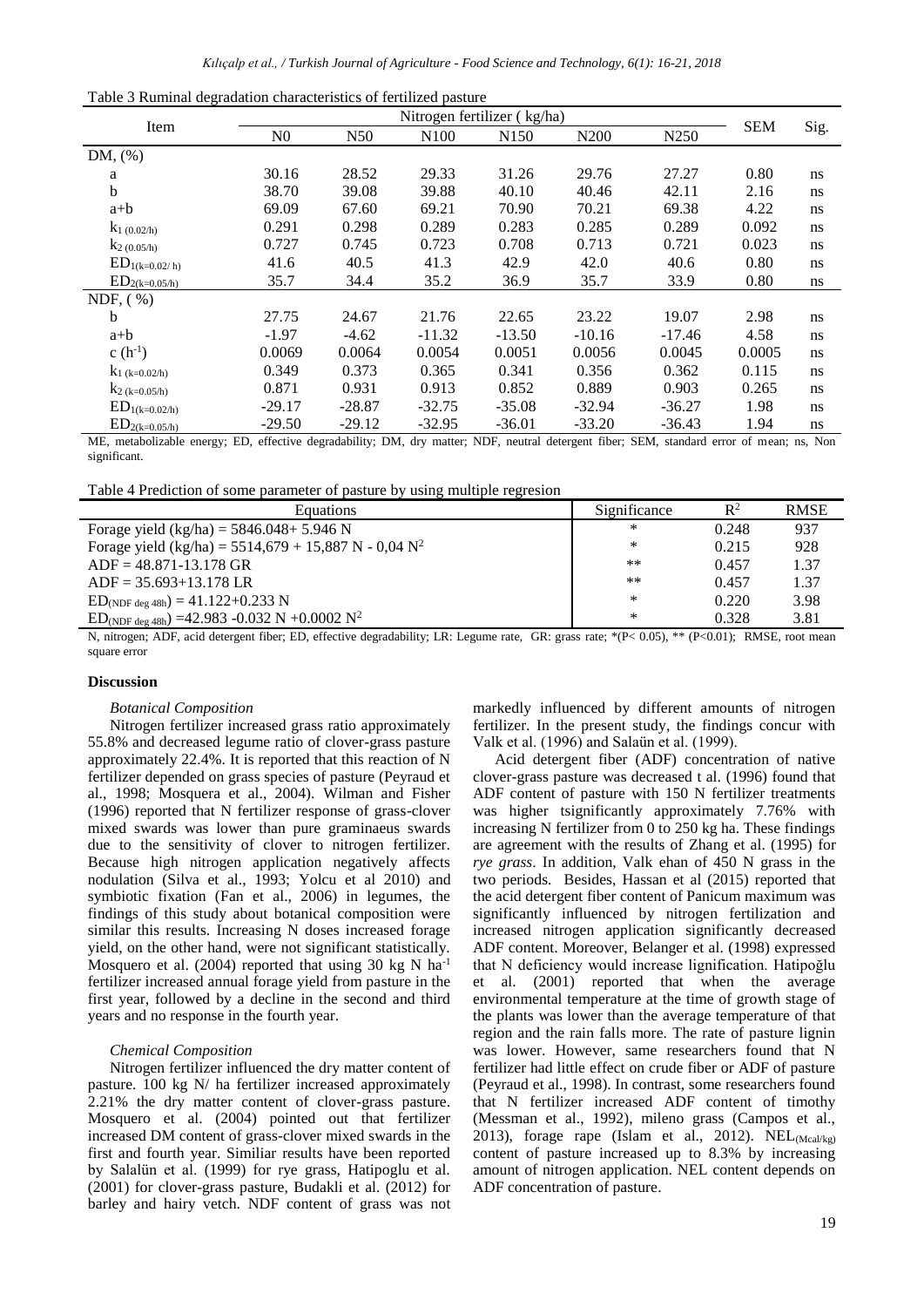Table 3 Ruminal degradation characteristics of fertilized pasture

| Item | Nitrogen fertilizer ( kg/ha) | | | | | | SEM | Sig. |
|---|---|---|---|---|---|---|---|---|
| | N0 | N50 | N100 | N150 | N200 | N250 | | |
| DM, (%) | | | | | | | | |
| a | 30.16 | 28.52 | 29.33 | 31.26 | 29.76 | 27.27 | 0.80 | ns |
| b | 38.70 | 39.08 | 39.88 | 40.10 | 40.46 | 42.11 | 2.16 | ns |
| a+b | 69.09 | 67.60 | 69.21 | 70.90 | 70.21 | 69.38 | 4.22 | ns |
| $k_{1\ (0.02/h)}$ | 0.291 | 0.298 | 0.289 | 0.283 | 0.285 | 0.289 | 0.092 | ns |
| $k_{2\ (0.05/h)}$ | 0.727 | 0.745 | 0.723 | 0.708 | 0.713 | 0.721 | 0.023 | ns |
| $ED_{1(k=0.02/h)}$ | 41.6 | 40.5 | 41.3 | 42.9 | 42.0 | 40.6 | 0.80 | ns |
| $ED_{2(k=0.05/h)}$ | 35.7 | 34.4 | 35.2 | 36.9 | 35.7 | 33.9 | 0.80 | ns |
| NDF, ( %) | | | | | | | | |
| b | 27.75 | 24.67 | 21.76 | 22.65 | 23.22 | 19.07 | 2.98 | ns |
| a+b | -1.97 | -4.62 | -11.32 | -13.50 | -10.16 | -17.46 | 4.58 | ns |
| c ($h^{-1}$) | 0.0069 | 0.0064 | 0.0054 | 0.0051 | 0.0056 | 0.0045 | 0.0005 | ns |
| $k_{1\ (k=0.02/h)}$ | 0.349 | 0.373 | 0.365 | 0.341 | 0.356 | 0.362 | 0.115 | ns |
| $k_{2\ (k=0.05/h)}$ | 0.871 | 0.931 | 0.913 | 0.852 | 0.889 | 0.903 | 0.265 | ns |
| $ED_{1(k=0.02/h)}$ | -29.17 | -28.87 | -32.75 | -35.08 | -32.94 | -36.27 | 1.98 | ns |
| $ED_{2(k=0.05/h)}$ | -29.50 | -29.12 | -32.95 | -36.01 | -33.20 | -36.43 | 1.94 | ns |

ME, metabolizable energy; ED, effective degradability; DM, dry matter; NDF, neutral detergent fiber; SEM, standard error of mean; ns, Non significant.

Table 4 Prediction of some parameter of pasture by using multiple regresion

| Equations | Significance | $R^2$ | RMSE |
|---|---|---|---|
| Forage yield (kg/ha) = 5846.048+ 5.946 N | * | 0.248 | 937 |
| Forage yield (kg/ha) = 5514,679 + 15,887 N - 0,04 $N^2$ | * | 0.215 | 928 |
| ADF = 48.871-13.178 GR | ** | 0.457 | 1.37 |
| ADF = 35.693+13.178 LR | ** | 0.457 | 1.37 |
| $ED_{(NDF\ deg\ 48h)}$ = 41.122+0.233 N | * | 0.220 | 3.98 |
| $ED_{(NDF\ deg\ 48h)}$ =42.983 -0.032 N +0.0002 $N^2$ | * | 0.328 | 3.81 |

N, nitrogen; ADF, acid detergent fiber; ED, effective degradability; LR: Legume rate, GR: grass rate; *(P< 0.05), ** (P<0.01); RMSE, root mean square error

## Discussion

### *Botanical Composition*

Nitrogen fertilizer increased grass ratio approximately 55.8% and decreased legume ratio of clover-grass pasture approximately 22.4%. It is reported that this reaction of N fertilizer depended on grass species of pasture (Peyraud et al., 1998; Mosquera et al., 2004). Wilman and Fisher (1996) reported that N fertilizer response of grass-clover mixed swards was lower than pure graminaeus swards due to the sensitivity of clover to nitrogen fertilizer. Because high nitrogen application negatively affects nodulation (Silva et al., 1993; Yolcu et al 2010) and symbiotic fixation (Fan et al., 2006) in legumes, the findings of this study about botanical composition were similar this results. Increasing N doses increased forage yield, on the other hand, were not significant statistically. Mosquero et al. (2004) reported that using 30 kg N $ha^{-1}$ fertilizer increased annual forage yield from pasture in the first year, followed by a decline in the second and third years and no response in the fourth year.

### *Chemical Composition*

Nitrogen fertilizer influenced the dry matter content of pasture. 100 kg N/ ha fertilizer increased approximately 2.21% the dry matter content of clover-grass pasture. Mosquero et al. (2004) pointed out that fertilizer increased DM content of grass-clover mixed swards in the first and fourth year. Similiar results have been reported by Salalün et al. (1999) for rye grass, Hatipoglu et al. (2001) for clover-grass pasture, Budakli et al. (2012) for barley and hairy vetch. NDF content of grass was not markedly influenced by different amounts of nitrogen fertilizer. In the present study, the findings concur with Valk et al. (1996) and Salaün et al. (1999).

Acid detergent fiber (ADF) concentration of native clover-grass pasture was decreased t al. (1996) found that ADF content of pasture with 150 N fertilizer treatments was higher tsignificantly approximately 7.76% with increasing N fertilizer from 0 to 250 kg ha. These findings are agreement with the results of Zhang et al. (1995) for *rye grass*. In addition, Valk ehan of 450 N grass in the two periods. Besides, Hassan et al (2015) reported that the acid detergent fiber content of Panicum maximum was significantly influenced by nitrogen fertilization and increased nitrogen application significantly decreased ADF content. Moreover, Belanger et al. (1998) expressed that N deficiency would increase lignification. Hatipoğlu et al. (2001) reported that when the average environmental temperature at the time of growth stage of the plants was lower than the average temperature of that region and the rain falls more. The rate of pasture lignin was lower. However, same researchers found that N fertilizer had little effect on crude fiber or ADF of pasture (Peyraud et al., 1998). In contrast, some researchers found that N fertilizer increased ADF content of timothy (Messman et al., 1992), mileno grass (Campos et al., 2013), forage rape (Islam et al., 2012). $NEL_{(Mcal/kg)}$ content of pasture increased up to 8.3% by increasing amount of nitrogen application. NEL content depends on ADF concentration of pasture.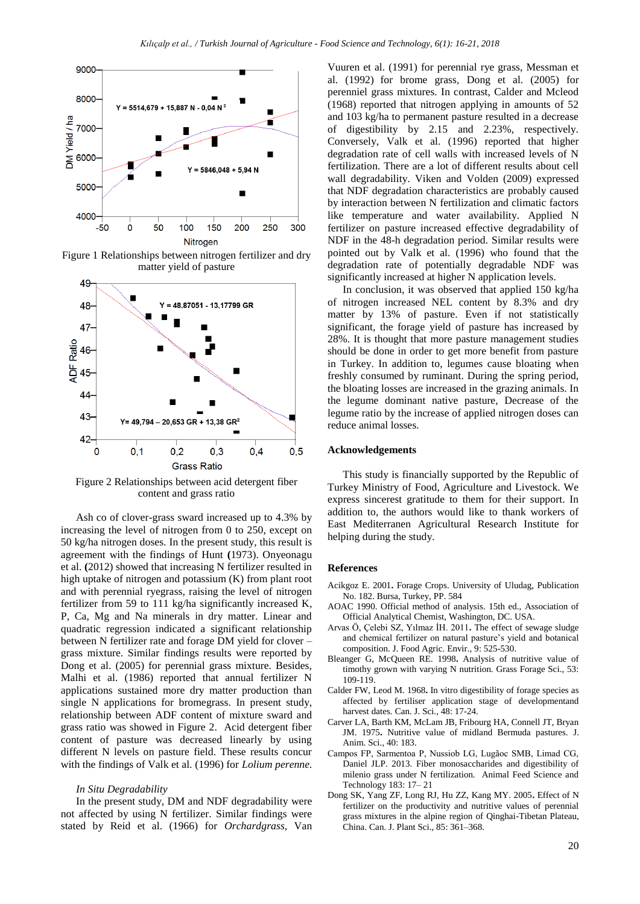Figure 1 Relationships between nitrogen fertilizer and dry matter yield of pasture

Figure 2 Relationships between acid detergent fiber content and grass ratio

Ash co of clover-grass sward increased up to 4.3% by increasing the level of nitrogen from 0 to 250, except on 50 kg/ha nitrogen doses. In the present study, this result is agreement with the findings of Hunt (1973). Onyeonagu et al. (2012) showed that increasing N fertilizer resulted in high uptake of nitrogen and potassium (K) from plant root and with perennial ryegrass, raising the level of nitrogen fertilizer from 59 to 111 kg/ha significantly increased K, P, Ca, Mg and Na minerals in dry matter. Linear and quadratic regression indicated a significant relationship between N fertilizer rate and forage DM yield for clover – grass mixture. Similar findings results were reported by Dong et al. (2005) for perennial grass mixture. Besides, Malhi et al. (1986) reported that annual fertilizer N applications sustained more dry matter production than single N applications for bromegrass. In present study, relationship between ADF content of mixture sward and grass ratio was showed in Figure 2. Acid detergent fiber content of pasture was decreased linearly by using different N levels on pasture field. These results concur with the findings of Valk et al. (1996) for *Lolium perenne.*

### *In Situ Degradability*

In the present study, DM and NDF degradability were not affected by using N fertilizer. Similar findings were stated by Reid et al. (1966) for *Orchardgrass*, Van Vuuren et al. (1991) for perennial rye grass, Messman et al. (1992) for brome grass, Dong et al. (2005) for perenniel grass mixtures. In contrast, Calder and Mcleod (1968) reported that nitrogen applying in amounts of 52 and 103 kg/ha to permanent pasture resulted in a decrease of digestibility by 2.15 and 2.23%, respectively. Conversely, Valk et al. (1996) reported that higher degradation rate of cell walls with increased levels of N fertilization. There are a lot of different results about cell wall degradability. Viken and Volden (2009) expressed that NDF degradation characteristics are probably caused by interaction between N fertilization and climatic factors like temperature and water availability. Applied N fertilizer on pasture increased effective degradability of NDF in the 48-h degradation period. Similar results were pointed out by Valk et al. (1996) who found that the degradation rate of potentially degradable NDF was significantly increased at higher N application levels.

In conclusion, it was observed that applied 150 kg/ha of nitrogen increased NEL content by 8.3% and dry matter by 13% of pasture. Even if not statistically significant, the forage yield of pasture has increased by 28%. It is thought that more pasture management studies should be done in order to get more benefit from pasture in Turkey. In addition to, legumes cause bloating when freshly consumed by ruminant. During the spring period, the bloating losses are increased in the grazing animals. In the legume dominant native pasture, Decrease of the legume ratio by the increase of applied nitrogen doses can reduce animal losses.

## Acknowledgements

This study is financially supported by the Republic of Turkey Ministry of Food, Agriculture and Livestock. We express sincerest gratitude to them for their support. In addition to, the authors would like to thank workers of East Mediterranen Agricultural Research Institute for helping during the study.

## References

Acikgoz E. 2001. Forage Crops. University of Uludag, Publication No. 182. Bursa, Turkey, PP. 584

AOAC 1990. Official method of analysis. 15th ed., Association of Official Analytical Chemist, Washington, DC. USA.

Arvas Ö, Çelebi SZ, Yılmaz İH. 2011. The effect of sewage sludge and chemical fertilizer on natural pasture's yield and botanical composition. J. Food Agric. Envir., 9: 525-530.

Bleanger G, McQueen RE. 1998. Analysis of nutritive value of timothy grown with varying N nutrition. Grass Forage Sci., 53: 109-119.

Calder FW, Leod M. 1968. In vitro digestibility of forage species as affected by fertiliser application stage of developmentand harvest dates. Can. J. Sci., 48: 17-24.

Carver LA, Barth KM, McLam JB, Fribourg HA, Connell JT, Bryan JM. 1975. Nutritive value of midland Bermuda pastures. J. Anim. Sci., 40: 183.

Campos FP, Sarmentoa P, Nussiob LG, Lugãoc SMB, Limad CG, Danieł JLP. 2013. Fiber monosaccharides and digestibility of milenio grass under N fertilization. Animal Feed Science and Technology 183: 17– 21

Dong SK, Yang ZF, Long RJ, Hu ZZ, Kang MY. 2005. Effect of N fertilizer on the productivity and nutritive values of perennial grass mixtures in the alpine region of Qinghai-Tibetan Plateau, China. Can. J. Plant Sci., 85: 361–368.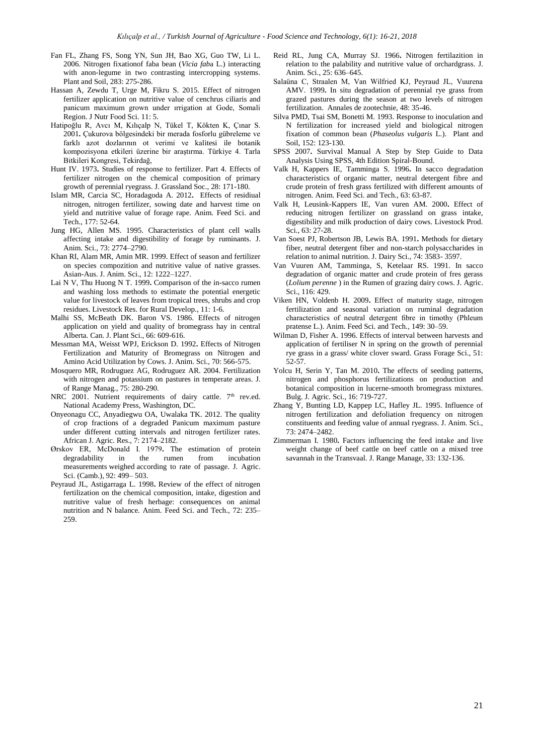Fan FL, Zhang FS, Song YN, Sun JH, Bao XG, Guo TW, Li L. 2006. Nitrogen fixationof faba bean (*Vicia faba* L.) interacting with anon-legume in two contrasting intercropping systems. Plant and Soil, 283: 275-286.

Hassan A, Zewdu T, Urge M, Fikru S. 2015. Effect of nitrogen fertilizer application on nutritive value of cenchrus ciliaris and panicum maximum grown under ırrigation at Gode, Somali Region. J Nutr Food Sci. 11: 5.

Hatipoğlu R, Avcı M, Kılıçalp N, Tükel T, Kökten K, Çınar S. 2001**.** Çukurova bölgesindeki bir merada fosforlu gübreleme ve farklı azot dozlarının ot verimi ve kalitesi ile botanik kompozisyona etkileri üzerine bir araştırma. Türkiye 4. Tarla Bitkileri Kongresi, Tekirdağ,

Hunt IV. 1973**.** Studies of response to fertilizer. Part 4. Effects of fertilizer nitrogen on the chemical composition of primary growth of perennial ryegrass. J. Grassland Soc., 28: 171-180.

Islam MR, Carcia SC, Horadagoda A. 2012**.** Effects of residiual nitrogen, nitrogen fertilizer, sowing date and harvest time on yield and nutritive value of forage rape. Anim. Feed Sci. and Tech., 177: 52-64.

Jung HG, Allen MS. 1995. Characteristics of plant cell walls affecting intake and digestibility of forage by ruminants. J. Anim. Sci., 73: 2774–2790.

Khan RI, Alam MR, Amin MR. 1999. Effect of season and fertilizer on species compozition and nutritive value of native grasses. Asian-Aus. J. Anim. Sci., 12: 1222–1227.

Lai N V, Thu Huong N T. 1999**.** Comparison of the in-sacco rumen and washing loss methods to estimate the potential energetic value for livestock of leaves from tropical trees, shrubs and crop residues. Livestock Res. for Rural Develop., 11: 1-6.

Malhi SS, McBeath DK. Baron VS. 1986. Effects of nitrogen application on yield and quality of bromegrass hay in central Alberta. Can. J. Plant Sci., 66: 609-616.

Messman MA, Weisst WPJ, Erickson D. 1992**.** Effects of Nitrogen Fertilization and Maturity of Bromegrass on Nitrogen and Amino Acid Utilization by Cows. J. Anim. Sci., 70: 566-575.

Mosquero MR, Rodruguez AG, Rodruguez AR. 2004. Fertilization with nitrogen and potassium on pastures in temperate areas. J. of Range Manag*.*, 75: 280-290.

NRC 2001. Nutrient requirements of dairy cattle. 7th rev.ed. National Academy Press, Washington, DC.

Onyeonagu CC, Anyadiegwu OA, Uwalaka TK. 2012. The quality of crop fractions of a degraded Panicum maximum pasture under different cutting intervals and nitrogen fertilizer rates. African J. Agric. Res., 7: 2174–2182.

Ørskov ER, McDonald I. 1979**.** The estimation of protein degradability in the rumen from incubation measurements weighed according to rate of passage. J. Agric. Sci. (Camb.), 92: 499– 503.

Peyraud JL, Astigarraga L. 1998**.** Review of the effect of nitrogen fertilization on the chemical composition, intake, digestion and nutritive value of fresh herbage: consequences on animal nutrition and N balance. Anim. Feed Sci. and Tech., 72: 235–259.

Reid RL, Jung CA, Murray SJ. 1966**.** Nitrogen fertilazition in relation to the palability and nutritive value of orchardgrass. J. Anim. Sci., 25: 636–645.

Salaüna C, Straalen M, Van Wilfried KJ, Peyraud JL, Vuurena AMV. 1999**.** In situ degradation of perennial rye grass from grazed pastures during the season at two levels of nitrogen fertilization. Annales de zootechnie, 48: 35-46.

Silva PMD, Tsai SM, Bonetti M. 1993. Response to inoculation and N fertilization for increased yield and biological nitrogen fixation of common bean (*Phaseolus vulgaris* L.). Plant and Soil, 152: 123-130.

SPSS 2007**.** Survival Manual A Step by Step Guide to Data Analysis Using SPSS, 4th Edition Spiral-Bound.

Valk H, Kappers IE, Tamminga S. 1996**.** In sacco degradation characteristics of organic matter, neutral detergent fibre and crude protein of fresh grass fertilized with different amounts of nitrogen. Anim. Feed Sci. and Tech., 63: 63-87.

Valk H, Leusink-Kappers IE, Van vuren AM. 2000**.** Effect of reducing nitrogen fertilizer on grassland on grass intake, digestibility and milk production of dairy cows. Livestock Prod. Sci., 63: 27-28.

Van Soest PJ, Robertson JB, Lewis BA. 1991**.** Methods for dietary fiber, neutral detergent fiber and non-starch polysaccharides in relation to animal nutrition. J. Dairy Sci., 74: 3583- 3597.

Van Vuuren AM, Tamminga, S, Ketelaar RS. 1991. In sacco degradation of organic matter and crude protein of fres gerass (*Lolium perenne* ) in the Rumen of grazing dairy cows. J. Agric. Sci., 116: 429.

Viken HN, Voldenb H. 2009**.** Effect of maturity stage, nitrogen fertilization and seasonal variation on ruminal degradation characteristics of neutral detergent fibre in timothy (Phleum pratense L.). Anim. Feed Sci. and Tech., 149: 30–59.

Wilman D, Fisher A. 1996. Effects of interval between harvests and application of fertiliser N in spring on the growth of perennial rye grass in a grass/ white clover sward. Grass Forage Sci., 51: 52-57.

Yolcu H, Serin Y, Tan M. 2010**.** The effects of seeding patterns, nitrogen and phosphorus fertilizations on production and botanical composition in lucerne-smooth bromegrass mixtures. Bulg. J. Agric. Sci., 16: 719-727.

Zhang Y, Bunting LD, Kappep LC, Hafley JL. 1995. Influence of nitrogen fertilization and defoliation frequency on nitrogen constituents and feeding value of annual ryegrass. J. Anim. Sci., 73: 2474–2482.

Zimmerman I. 1980**.** Factors influencing the feed intake and live weight change of beef cattle on beef cattle on a mixed tree savannah in the Transvaal. J. Range Manage, 33: 132-136.